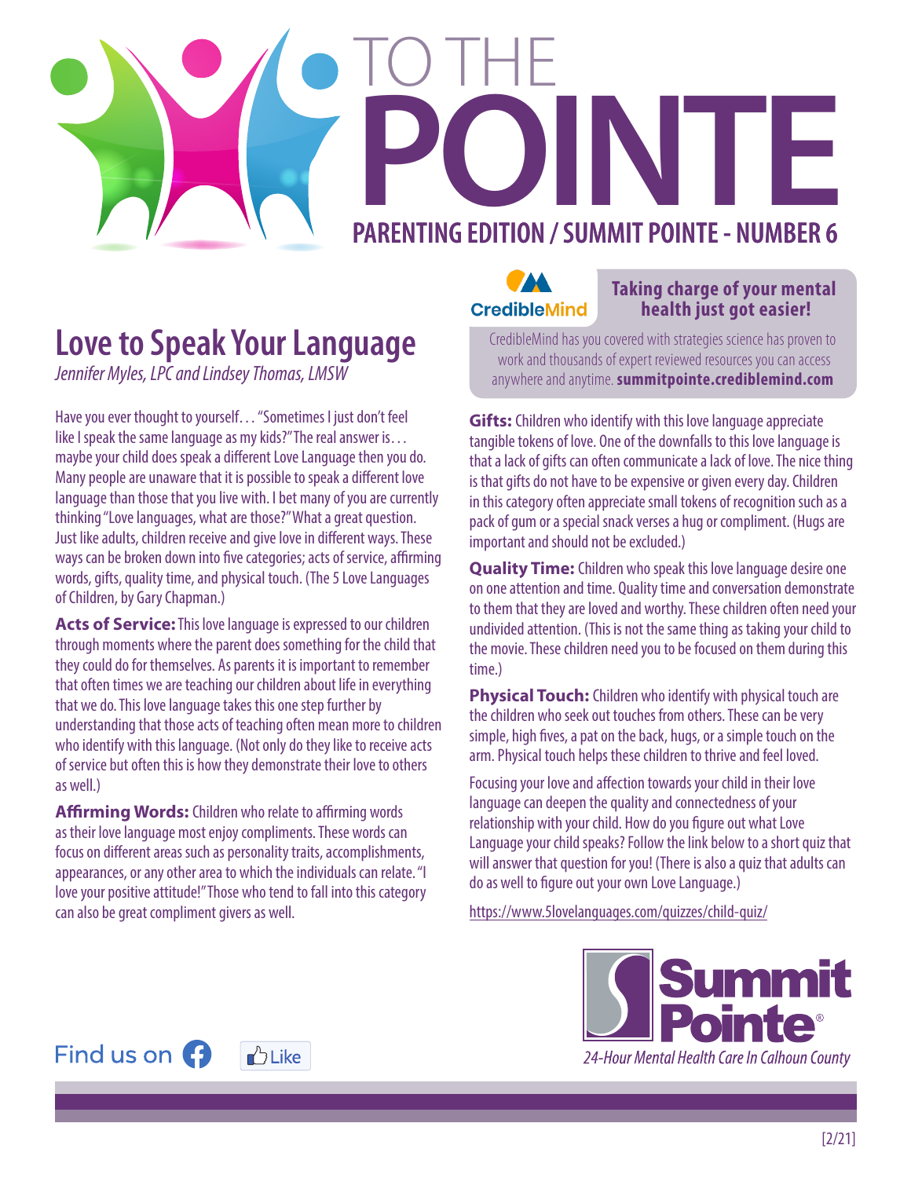# TO THE POINTE

## PARENTING EDITION / SUMMIT POINTE - NUMBER 6

## Love to Speak Your Language

*Jennifer Myles, LPC and Lindsey Thomas, LMSW*

Have you ever thought to yourself… "Sometimes I just don't feel like I speak the same language as my kids?" The real answer is… maybe your child does speak a different Love Language then you do. Many people are unaware that it is possible to speak a different love language than those that you live with. I bet many of you are currently thinking "Love languages, what are those?" What a great question. Just like adults, children receive and give love in different ways. These ways can be broken down into five categories; acts of service, affirming words, gifts, quality time, and physical touch. (The 5 Love Languages of Children, by Gary Chapman.)

**Acts of Service:** This love language is expressed to our children through moments where the parent does something for the child that they could do for themselves. As parents it is important to remember that often times we are teaching our children about life in everything that we do. This love language takes this one step further by understanding that those acts of teaching often mean more to children who identify with this language. (Not only do they like to receive acts of service but often this is how they demonstrate their love to others as well.)

**Affirming Words:** Children who relate to affirming words as their love language most enjoy compliments. These words can focus on different areas such as personality traits, accomplishments, appearances, or any other area to which the individuals can relate. "I love your positive attitude!" Those who tend to fall into this category can also be great compliment givers as well.

**CredibleMind** — **Taking charge of your mental health just got easier!**

CredibleMind has you covered with strategies science has proven to work and thousands of expert reviewed resources you can access anywhere and anytime. **summitpointe.crediblemind.com**

**Gifts:** Children who identify with this love language appreciate tangible tokens of love. One of the downfalls to this love language is that a lack of gifts can often communicate a lack of love. The nice thing is that gifts do not have to be expensive or given every day. Children in this category often appreciate small tokens of recognition such as a pack of gum or a special snack verses a hug or compliment. (Hugs are important and should not be excluded.)

**Quality Time:** Children who speak this love language desire one on one attention and time. Quality time and conversation demonstrate to them that they are loved and worthy. These children often need your undivided attention. (This is not the same thing as taking your child to the movie. These children need you to be focused on them during this time.)

**Physical Touch:** Children who identify with physical touch are the children who seek out touches from others. These can be very simple, high fives, a pat on the back, hugs, or a simple touch on the arm. Physical touch helps these children to thrive and feel loved.

Focusing your love and affection towards your child in their love language can deepen the quality and connectedness of your relationship with your child. How do you figure out what Love Language your child speaks? Follow the link below to a short quiz that will answer that question for you! (There is also a quiz that adults can do as well to figure out your own Love Language.)

https://www.5lovelanguages.com/quizzes/child-quiz/

Find us on Facebook — Like

**Summit Pointe®**

*24-Hour Mental Health Care In Calhoun County*

[2/21]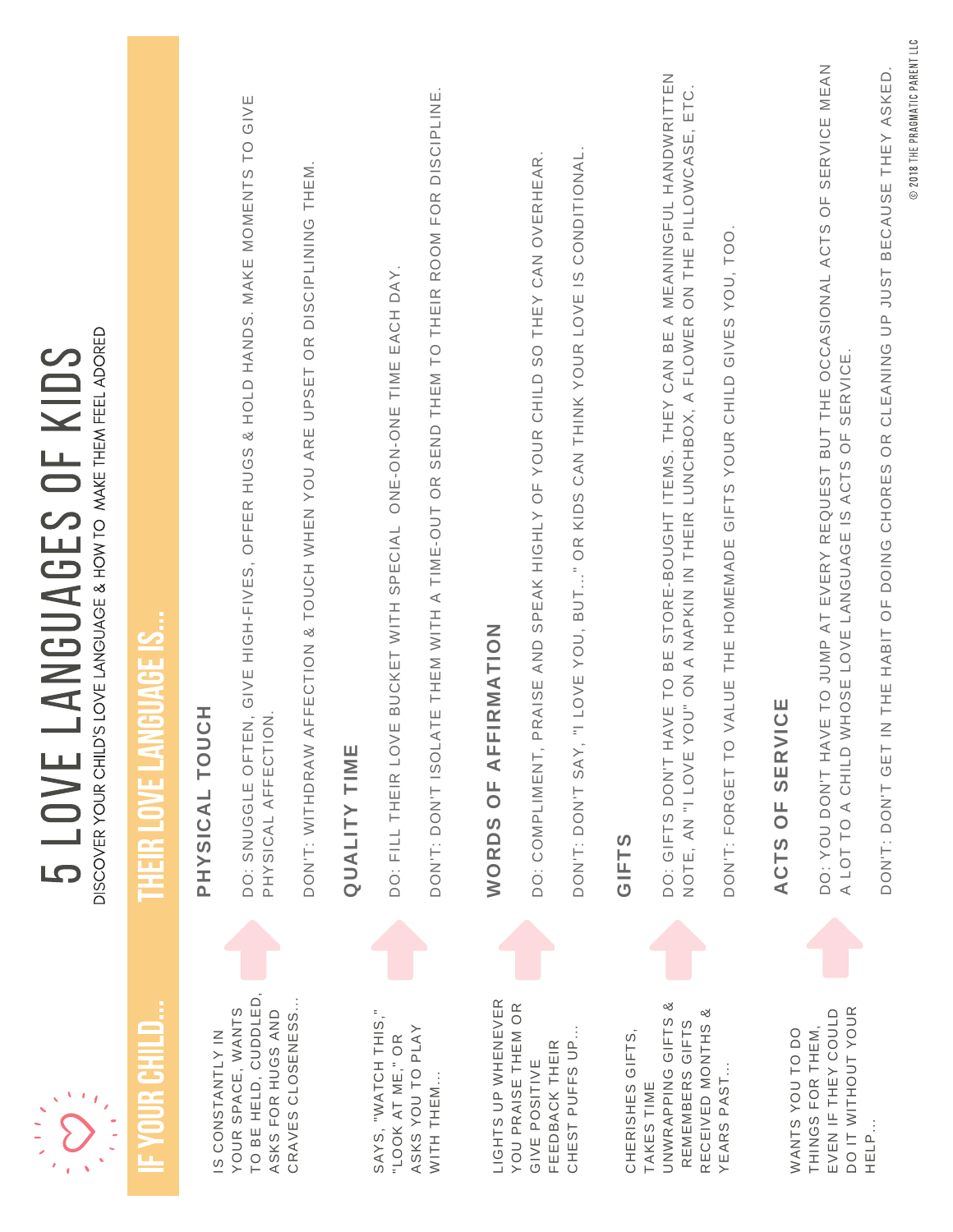# 5 LOVE LANGUAGES OF KIDS

DISCOVER YOUR CHILD'S LOVE LANGUAGE & HOW TO MAKE THEM FEEL ADORED

| IF YOUR CHILD... | THEIR LOVE LANGUAGE IS... |
|---|---|
| IS CONSTANTLY IN YOUR SPACE, WANTS TO BE HELD, CUDDLED, ASKS FOR HUGS AND CRAVES CLOSENESS... | **PHYSICAL TOUCH**<br><br>DO: SNUGGLE OFTEN, GIVE HIGH-FIVES, OFFER HUGS & HOLD HANDS. MAKE MOMENTS TO GIVE PHYSICAL AFFECTION.<br><br>DON'T: WITHDRAW AFFECTION & TOUCH WHEN YOU ARE UPSET OR DISCIPLINING THEM. |
| SAYS, "WATCH THIS," "LOOK AT ME," OR ASKS YOU TO PLAY WITH THEM... | **QUALITY TIME**<br><br>DO: FILL THEIR LOVE BUCKET WITH SPECIAL ONE-ON-ONE TIME EACH DAY.<br><br>DON'T: DON'T ISOLATE THEM WITH A TIME-OUT OR SEND THEM TO THEIR ROOM FOR DISCIPLINE. |
| LIGHTS UP WHENEVER YOU PRAISE THEM OR GIVE POSITIVE FEEDBACK THEIR CHEST PUFFS UP... | **WORDS OF AFFIRMATION**<br><br>DO: COMPLIMENT, PRAISE AND SPEAK HIGHLY OF YOUR CHILD SO THEY CAN OVERHEAR.<br><br>DON'T: DON'T SAY, "I LOVE YOU, BUT..." OR KIDS CAN THINK YOUR LOVE IS CONDITIONAL. |
| CHERISHES GIFTS, TAKES TIME UNWRAPPING GIFTS & REMEMBERS GIFTS RECEIVED MONTHS & YEARS PAST... | **GIFTS**<br><br>DO: GIFTS DON'T HAVE TO BE STORE-BOUGHT ITEMS. THEY CAN BE A MEANINGFUL HANDWRITTEN NOTE, AN "I LOVE YOU" ON A NAPKIN IN THEIR LUNCHBOX, A FLOWER ON THE PILLOWCASE, ETC.<br><br>DON'T: FORGET TO VALUE THE HOMEMADE GIFTS YOUR CHILD GIVES YOU, TOO. |
| WANTS YOU TO DO THINGS FOR THEM, EVEN IF THEY COULD DO IT WITHOUT YOUR HELP... | **ACTS OF SERVICE**<br><br>DO: YOU DON'T HAVE TO JUMP AT EVERY REQUEST BUT THE OCCASIONAL ACTS OF SERVICE MEAN A LOT TO A CHILD WHOSE LOVE LANGUAGE IS ACTS OF SERVICE.<br><br>DON'T: DON'T GET IN THE HABIT OF DOING CHORES OR CLEANING UP JUST BECAUSE THEY ASKED. |

© 2018 THE PRAGMATIC PARENT LLC